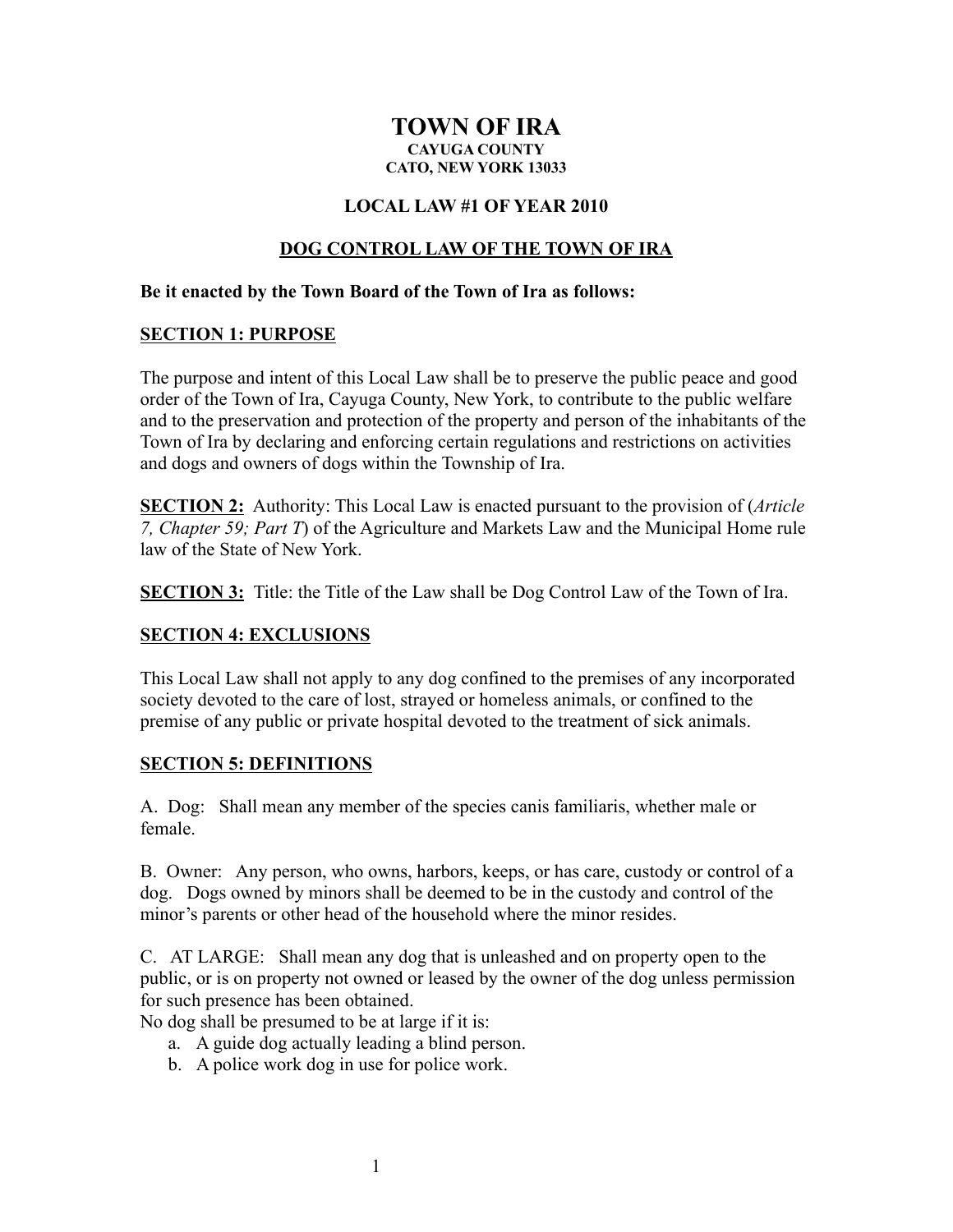# TOWN OF IRA

**CAYUGA COUNTY**
**CATO, NEW YORK 13033**

## LOCAL LAW #1 OF YEAR 2010

## DOG CONTROL LAW OF THE TOWN OF IRA

**Be it enacted by the Town Board of the Town of Ira as follows:**

### SECTION 1: PURPOSE

The purpose and intent of this Local Law shall be to preserve the public peace and good order of the Town of Ira, Cayuga County, New York, to contribute to the public welfare and to the preservation and protection of the property and person of the inhabitants of the Town of Ira by declaring and enforcing certain regulations and restrictions on activities and dogs and owners of dogs within the Township of Ira.

**SECTION 2:** Authority: This Local Law is enacted pursuant to the provision of (*Article 7, Chapter 59; Part T*) of the Agriculture and Markets Law and the Municipal Home rule law of the State of New York.

**SECTION 3:** Title: the Title of the Law shall be Dog Control Law of the Town of Ira.

### SECTION 4: EXCLUSIONS

This Local Law shall not apply to any dog confined to the premises of any incorporated society devoted to the care of lost, strayed or homeless animals, or confined to the premise of any public or private hospital devoted to the treatment of sick animals.

### SECTION 5: DEFINITIONS

A. Dog: Shall mean any member of the species canis familiaris, whether male or female.

B. Owner: Any person, who owns, harbors, keeps, or has care, custody or control of a dog. Dogs owned by minors shall be deemed to be in the custody and control of the minor's parents or other head of the household where the minor resides.

C. AT LARGE: Shall mean any dog that is unleashed and on property open to the public, or is on property not owned or leased by the owner of the dog unless permission for such presence has been obtained.
No dog shall be presumed to be at large if it is:

a. A guide dog actually leading a blind person.
b. A police work dog in use for police work.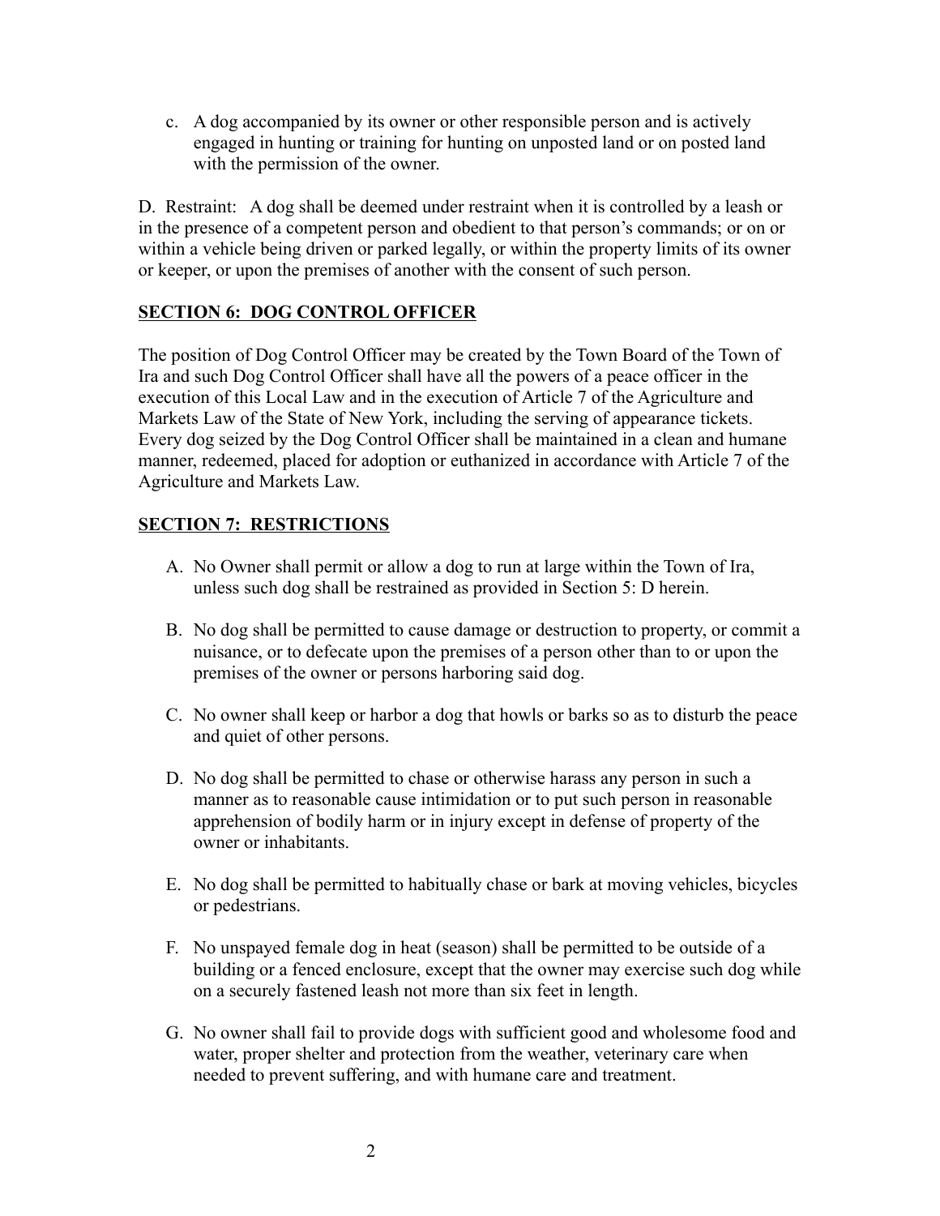c. A dog accompanied by its owner or other responsible person and is actively engaged in hunting or training for hunting on unposted land or on posted land with the permission of the owner.

D. Restraint: A dog shall be deemed under restraint when it is controlled by a leash or in the presence of a competent person and obedient to that person's commands; or on or within a vehicle being driven or parked legally, or within the property limits of its owner or keeper, or upon the premises of another with the consent of such person.

## SECTION 6: DOG CONTROL OFFICER

The position of Dog Control Officer may be created by the Town Board of the Town of Ira and such Dog Control Officer shall have all the powers of a peace officer in the execution of this Local Law and in the execution of Article 7 of the Agriculture and Markets Law of the State of New York, including the serving of appearance tickets. Every dog seized by the Dog Control Officer shall be maintained in a clean and humane manner, redeemed, placed for adoption or euthanized in accordance with Article 7 of the Agriculture and Markets Law.

## SECTION 7: RESTRICTIONS

A. No Owner shall permit or allow a dog to run at large within the Town of Ira, unless such dog shall be restrained as provided in Section 5: D herein.

B. No dog shall be permitted to cause damage or destruction to property, or commit a nuisance, or to defecate upon the premises of a person other than to or upon the premises of the owner or persons harboring said dog.

C. No owner shall keep or harbor a dog that howls or barks so as to disturb the peace and quiet of other persons.

D. No dog shall be permitted to chase or otherwise harass any person in such a manner as to reasonable cause intimidation or to put such person in reasonable apprehension of bodily harm or in injury except in defense of property of the owner or inhabitants.

E. No dog shall be permitted to habitually chase or bark at moving vehicles, bicycles or pedestrians.

F. No unspayed female dog in heat (season) shall be permitted to be outside of a building or a fenced enclosure, except that the owner may exercise such dog while on a securely fastened leash not more than six feet in length.

G. No owner shall fail to provide dogs with sufficient good and wholesome food and water, proper shelter and protection from the weather, veterinary care when needed to prevent suffering, and with humane care and treatment.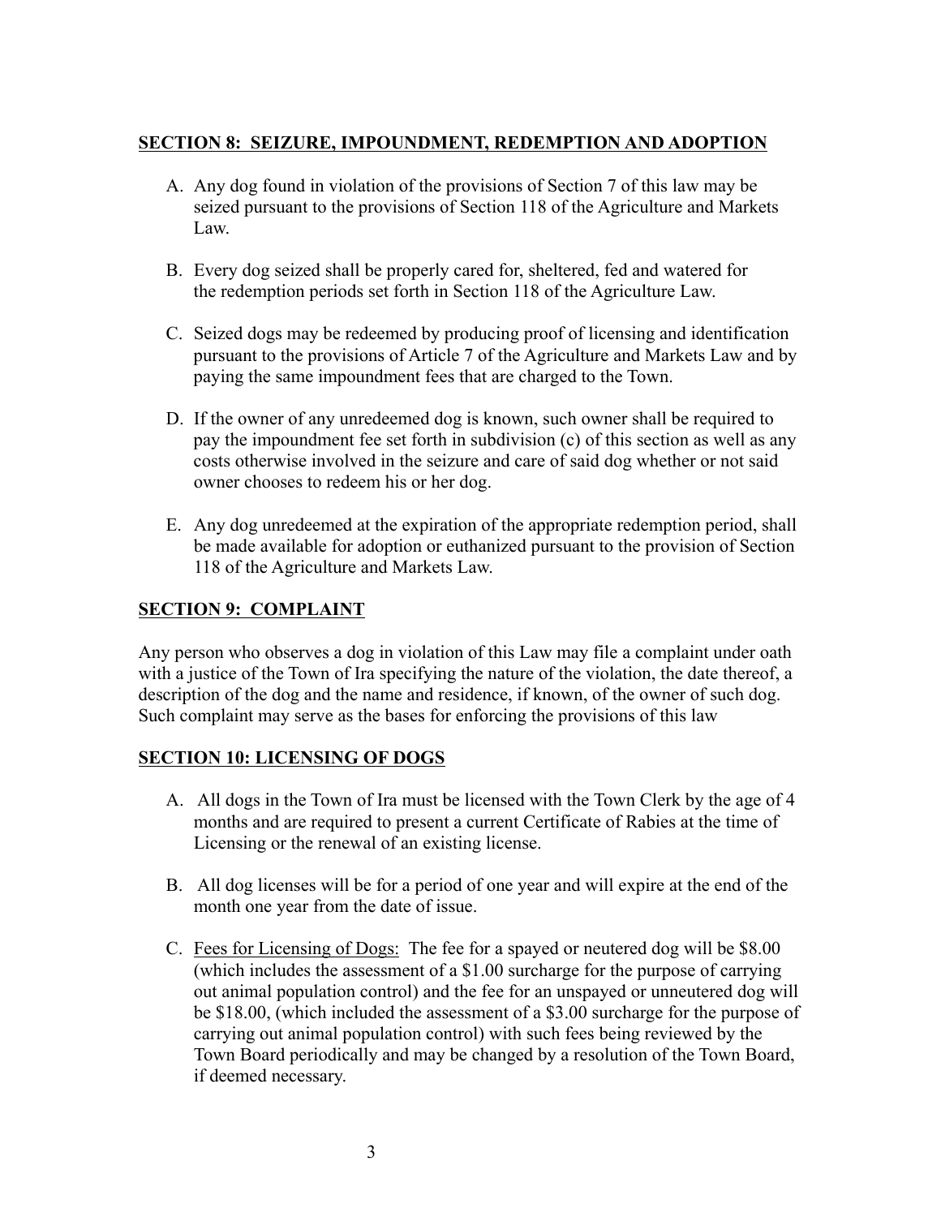## SECTION 8: SEIZURE, IMPOUNDMENT, REDEMPTION AND ADOPTION

A. Any dog found in violation of the provisions of Section 7 of this law may be seized pursuant to the provisions of Section 118 of the Agriculture and Markets Law.

B. Every dog seized shall be properly cared for, sheltered, fed and watered for the redemption periods set forth in Section 118 of the Agriculture Law.

C. Seized dogs may be redeemed by producing proof of licensing and identification pursuant to the provisions of Article 7 of the Agriculture and Markets Law and by paying the same impoundment fees that are charged to the Town.

D. If the owner of any unredeemed dog is known, such owner shall be required to pay the impoundment fee set forth in subdivision (c) of this section as well as any costs otherwise involved in the seizure and care of said dog whether or not said owner chooses to redeem his or her dog.

E. Any dog unredeemed at the expiration of the appropriate redemption period, shall be made available for adoption or euthanized pursuant to the provision of Section 118 of the Agriculture and Markets Law.

## SECTION 9: COMPLAINT

Any person who observes a dog in violation of this Law may file a complaint under oath with a justice of the Town of Ira specifying the nature of the violation, the date thereof, a description of the dog and the name and residence, if known, of the owner of such dog. Such complaint may serve as the bases for enforcing the provisions of this law

## SECTION 10: LICENSING OF DOGS

A. All dogs in the Town of Ira must be licensed with the Town Clerk by the age of 4 months and are required to present a current Certificate of Rabies at the time of Licensing or the renewal of an existing license.

B. All dog licenses will be for a period of one year and will expire at the end of the month one year from the date of issue.

C. Fees for Licensing of Dogs: The fee for a spayed or neutered dog will be $8.00 (which includes the assessment of a $1.00 surcharge for the purpose of carrying out animal population control) and the fee for an unspayed or unneutered dog will be $18.00, (which included the assessment of a $3.00 surcharge for the purpose of carrying out animal population control) with such fees being reviewed by the Town Board periodically and may be changed by a resolution of the Town Board, if deemed necessary.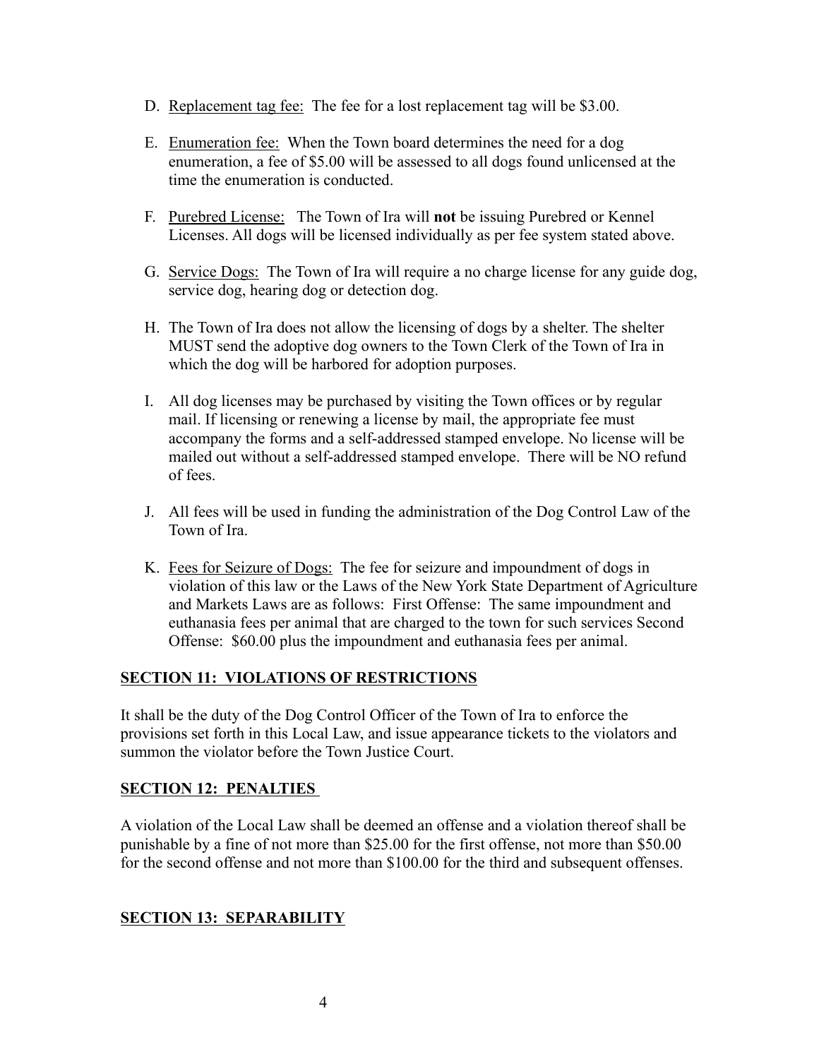D. Replacement tag fee: The fee for a lost replacement tag will be $3.00.

E. Enumeration fee: When the Town board determines the need for a dog enumeration, a fee of $5.00 will be assessed to all dogs found unlicensed at the time the enumeration is conducted.

F. Purebred License: The Town of Ira will **not** be issuing Purebred or Kennel Licenses. All dogs will be licensed individually as per fee system stated above.

G. Service Dogs: The Town of Ira will require a no charge license for any guide dog, service dog, hearing dog or detection dog.

H. The Town of Ira does not allow the licensing of dogs by a shelter. The shelter MUST send the adoptive dog owners to the Town Clerk of the Town of Ira in which the dog will be harbored for adoption purposes.

I. All dog licenses may be purchased by visiting the Town offices or by regular mail. If licensing or renewing a license by mail, the appropriate fee must accompany the forms and a self-addressed stamped envelope. No license will be mailed out without a self-addressed stamped envelope. There will be NO refund of fees.

J. All fees will be used in funding the administration of the Dog Control Law of the Town of Ira.

K. Fees for Seizure of Dogs: The fee for seizure and impoundment of dogs in violation of this law or the Laws of the New York State Department of Agriculture and Markets Laws are as follows: First Offense: The same impoundment and euthanasia fees per animal that are charged to the town for such services Second Offense: $60.00 plus the impoundment and euthanasia fees per animal.

## SECTION 11: VIOLATIONS OF RESTRICTIONS

It shall be the duty of the Dog Control Officer of the Town of Ira to enforce the provisions set forth in this Local Law, and issue appearance tickets to the violators and summon the violator before the Town Justice Court.

## SECTION 12: PENALTIES

A violation of the Local Law shall be deemed an offense and a violation thereof shall be punishable by a fine of not more than $25.00 for the first offense, not more than $50.00 for the second offense and not more than $100.00 for the third and subsequent offenses.

## SECTION 13: SEPARABILITY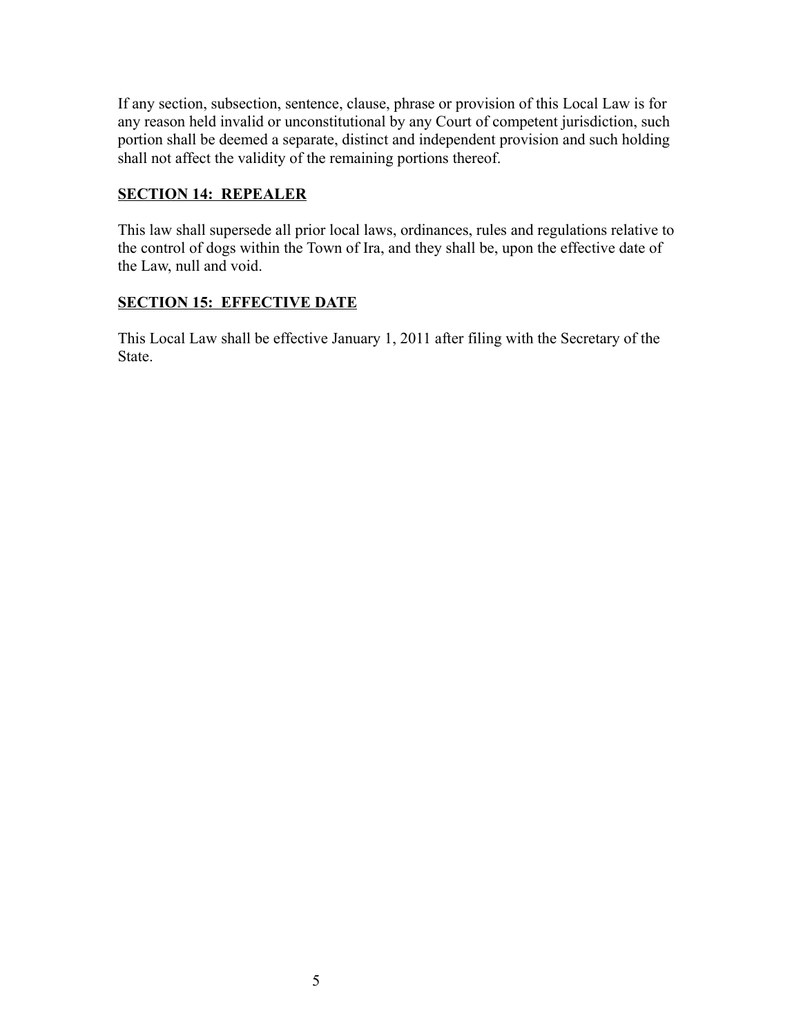If any section, subsection, sentence, clause, phrase or provision of this Local Law is for any reason held invalid or unconstitutional by any Court of competent jurisdiction, such portion shall be deemed a separate, distinct and independent provision and such holding shall not affect the validity of the remaining portions thereof.

## **SECTION 14: REPEALER**

This law shall supersede all prior local laws, ordinances, rules and regulations relative to the control of dogs within the Town of Ira, and they shall be, upon the effective date of the Law, null and void.

## **SECTION 15: EFFECTIVE DATE**

This Local Law shall be effective January 1, 2011 after filing with the Secretary of the State.